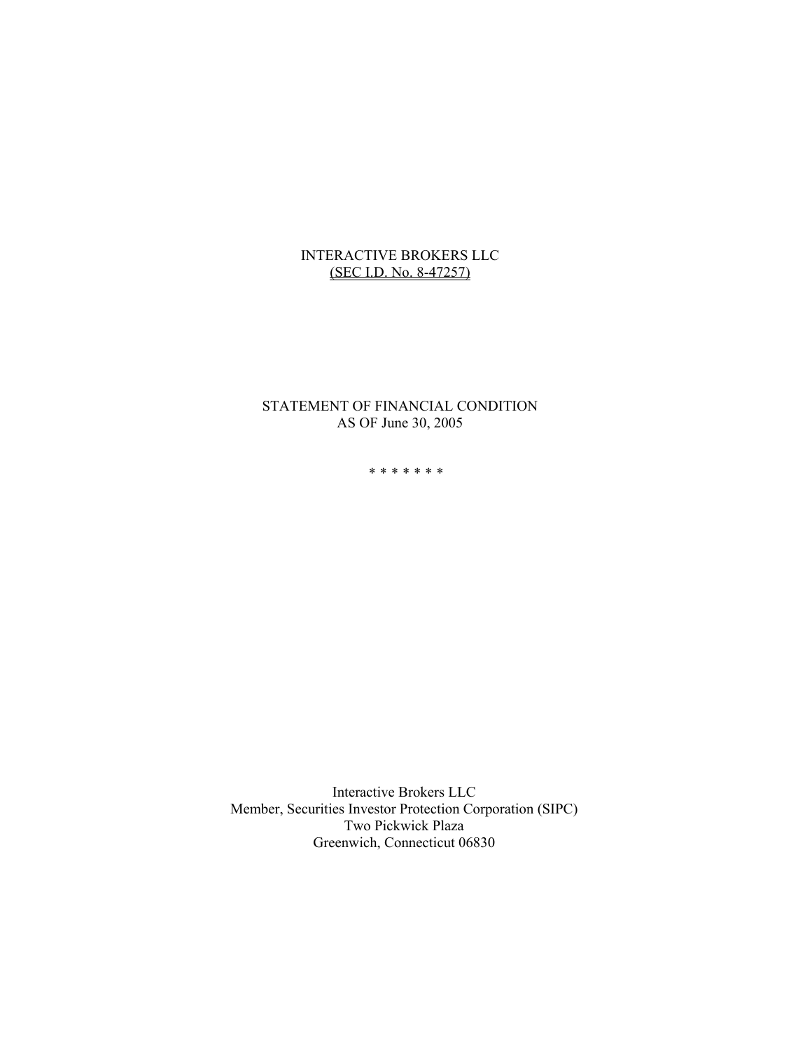# INTERACTIVE BROKERS LLC

(SEC I.D. No. 8-47257)

## STATEMENT OF FINANCIAL CONDITION
## AS OF June 30, 2005

* * * * * * *

Interactive Brokers LLC
Member, Securities Investor Protection Corporation (SIPC)
Two Pickwick Plaza
Greenwich, Connecticut 06830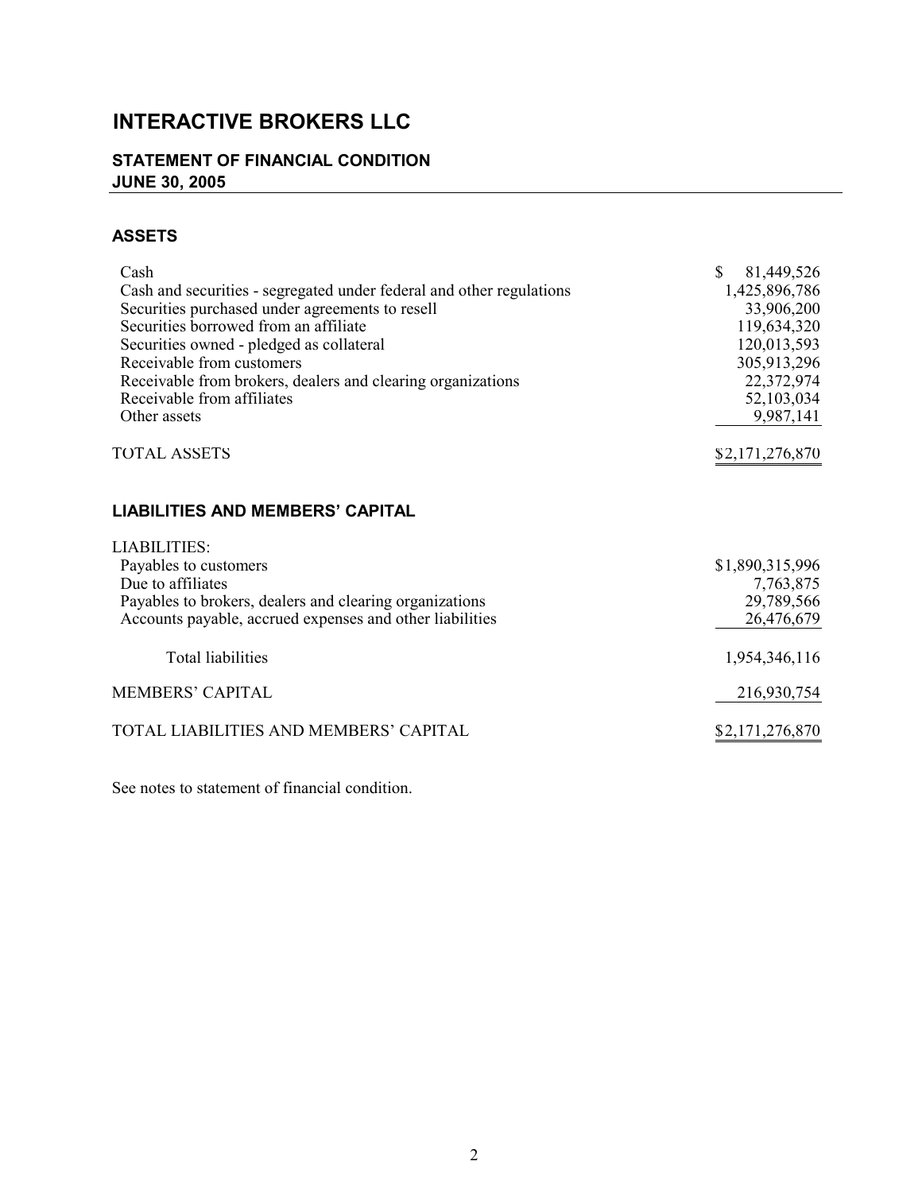# INTERACTIVE BROKERS LLC

## STATEMENT OF FINANCIAL CONDITION
## JUNE 30, 2005

### ASSETS

| | |
|---|---|
| Cash | $ 81,449,526 |
| Cash and securities - segregated under federal and other regulations | 1,425,896,786 |
| Securities purchased under agreements to resell | 33,906,200 |
| Securities borrowed from an affiliate | 119,634,320 |
| Securities owned - pledged as collateral | 120,013,593 |
| Receivable from customers | 305,913,296 |
| Receivable from brokers, dealers and clearing organizations | 22,372,974 |
| Receivable from affiliates | 52,103,034 |
| Other assets | 9,987,141 |
| TOTAL ASSETS | $2,171,276,870 |

### LIABILITIES AND MEMBERS' CAPITAL

| | |
|---|---|
| LIABILITIES: | |
| Payables to customers | $1,890,315,996 |
| Due to affiliates | 7,763,875 |
| Payables to brokers, dealers and clearing organizations | 29,789,566 |
| Accounts payable, accrued expenses and other liabilities | 26,476,679 |
| Total liabilities | 1,954,346,116 |
| MEMBERS' CAPITAL | 216,930,754 |
| TOTAL LIABILITIES AND MEMBERS' CAPITAL | $2,171,276,870 |

See notes to statement of financial condition.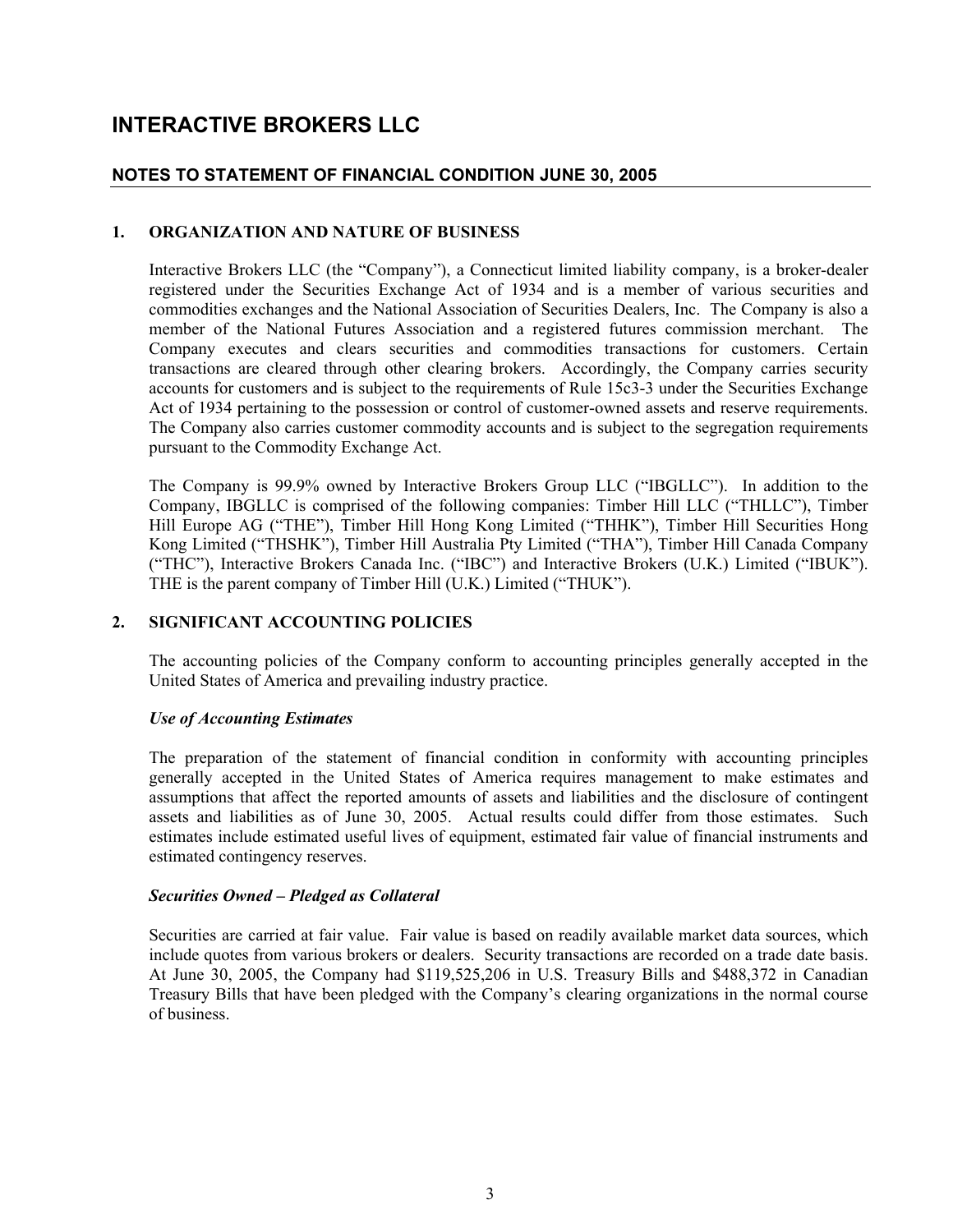# INTERACTIVE BROKERS LLC

## NOTES TO STATEMENT OF FINANCIAL CONDITION JUNE 30, 2005

### 1. ORGANIZATION AND NATURE OF BUSINESS

Interactive Brokers LLC (the "Company"), a Connecticut limited liability company, is a broker-dealer registered under the Securities Exchange Act of 1934 and is a member of various securities and commodities exchanges and the National Association of Securities Dealers, Inc. The Company is also a member of the National Futures Association and a registered futures commission merchant. The Company executes and clears securities and commodities transactions for customers. Certain transactions are cleared through other clearing brokers. Accordingly, the Company carries security accounts for customers and is subject to the requirements of Rule 15c3-3 under the Securities Exchange Act of 1934 pertaining to the possession or control of customer-owned assets and reserve requirements. The Company also carries customer commodity accounts and is subject to the segregation requirements pursuant to the Commodity Exchange Act.

The Company is 99.9% owned by Interactive Brokers Group LLC ("IBGLLC"). In addition to the Company, IBGLLC is comprised of the following companies: Timber Hill LLC ("THLLC"), Timber Hill Europe AG ("THE"), Timber Hill Hong Kong Limited ("THHK"), Timber Hill Securities Hong Kong Limited ("THSHK"), Timber Hill Australia Pty Limited ("THA"), Timber Hill Canada Company ("THC"), Interactive Brokers Canada Inc. ("IBC") and Interactive Brokers (U.K.) Limited ("IBUK"). THE is the parent company of Timber Hill (U.K.) Limited ("THUK").

### 2. SIGNIFICANT ACCOUNTING POLICIES

The accounting policies of the Company conform to accounting principles generally accepted in the United States of America and prevailing industry practice.

***Use of Accounting Estimates***

The preparation of the statement of financial condition in conformity with accounting principles generally accepted in the United States of America requires management to make estimates and assumptions that affect the reported amounts of assets and liabilities and the disclosure of contingent assets and liabilities as of June 30, 2005. Actual results could differ from those estimates. Such estimates include estimated useful lives of equipment, estimated fair value of financial instruments and estimated contingency reserves.

***Securities Owned – Pledged as Collateral***

Securities are carried at fair value. Fair value is based on readily available market data sources, which include quotes from various brokers or dealers. Security transactions are recorded on a trade date basis. At June 30, 2005, the Company had $119,525,206 in U.S. Treasury Bills and $488,372 in Canadian Treasury Bills that have been pledged with the Company's clearing organizations in the normal course of business.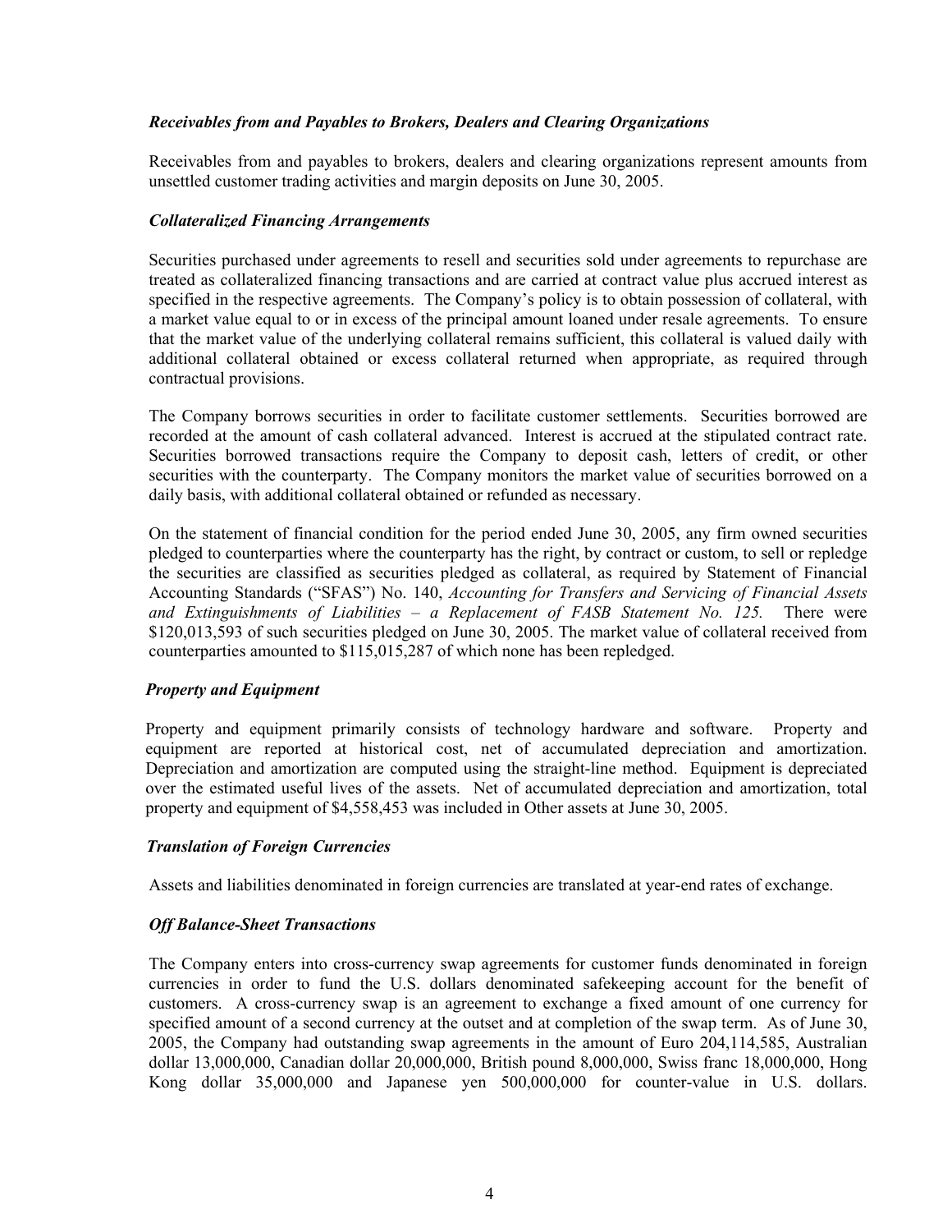### *Receivables from and Payables to Brokers, Dealers and Clearing Organizations*

Receivables from and payables to brokers, dealers and clearing organizations represent amounts from unsettled customer trading activities and margin deposits on June 30, 2005.

### *Collateralized Financing Arrangements*

Securities purchased under agreements to resell and securities sold under agreements to repurchase are treated as collateralized financing transactions and are carried at contract value plus accrued interest as specified in the respective agreements. The Company's policy is to obtain possession of collateral, with a market value equal to or in excess of the principal amount loaned under resale agreements. To ensure that the market value of the underlying collateral remains sufficient, this collateral is valued daily with additional collateral obtained or excess collateral returned when appropriate, as required through contractual provisions.

The Company borrows securities in order to facilitate customer settlements. Securities borrowed are recorded at the amount of cash collateral advanced. Interest is accrued at the stipulated contract rate. Securities borrowed transactions require the Company to deposit cash, letters of credit, or other securities with the counterparty. The Company monitors the market value of securities borrowed on a daily basis, with additional collateral obtained or refunded as necessary.

On the statement of financial condition for the period ended June 30, 2005, any firm owned securities pledged to counterparties where the counterparty has the right, by contract or custom, to sell or repledge the securities are classified as securities pledged as collateral, as required by Statement of Financial Accounting Standards ("SFAS") No. 140, *Accounting for Transfers and Servicing of Financial Assets and Extinguishments of Liabilities – a Replacement of FASB Statement No. 125.* There were $120,013,593 of such securities pledged on June 30, 2005. The market value of collateral received from counterparties amounted to $115,015,287 of which none has been repledged.

### *Property and Equipment*

Property and equipment primarily consists of technology hardware and software. Property and equipment are reported at historical cost, net of accumulated depreciation and amortization. Depreciation and amortization are computed using the straight-line method. Equipment is depreciated over the estimated useful lives of the assets. Net of accumulated depreciation and amortization, total property and equipment of $4,558,453 was included in Other assets at June 30, 2005.

### *Translation of Foreign Currencies*

Assets and liabilities denominated in foreign currencies are translated at year-end rates of exchange.

### *Off Balance-Sheet Transactions*

The Company enters into cross-currency swap agreements for customer funds denominated in foreign currencies in order to fund the U.S. dollars denominated safekeeping account for the benefit of customers. A cross-currency swap is an agreement to exchange a fixed amount of one currency for specified amount of a second currency at the outset and at completion of the swap term. As of June 30, 2005, the Company had outstanding swap agreements in the amount of Euro 204,114,585, Australian dollar 13,000,000, Canadian dollar 20,000,000, British pound 8,000,000, Swiss franc 18,000,000, Hong Kong dollar 35,000,000 and Japanese yen 500,000,000 for counter-value in U.S. dollars.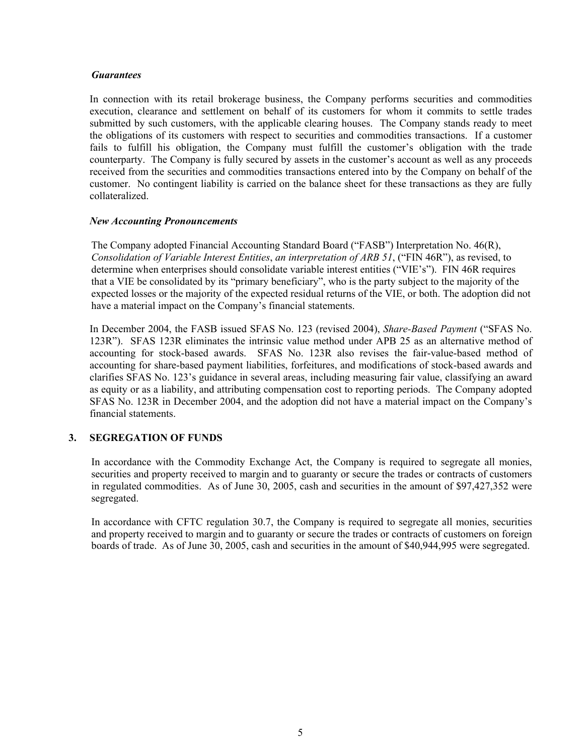***Guarantees***

In connection with its retail brokerage business, the Company performs securities and commodities execution, clearance and settlement on behalf of its customers for whom it commits to settle trades submitted by such customers, with the applicable clearing houses. The Company stands ready to meet the obligations of its customers with respect to securities and commodities transactions. If a customer fails to fulfill his obligation, the Company must fulfill the customer's obligation with the trade counterparty. The Company is fully secured by assets in the customer's account as well as any proceeds received from the securities and commodities transactions entered into by the Company on behalf of the customer. No contingent liability is carried on the balance sheet for these transactions as they are fully collateralized.

***New Accounting Pronouncements***

The Company adopted Financial Accounting Standard Board ("FASB") Interpretation No. 46(R), *Consolidation of Variable Interest Entities*, *an interpretation of ARB 51*, ("FIN 46R"), as revised, to determine when enterprises should consolidate variable interest entities ("VIE's"). FIN 46R requires that a VIE be consolidated by its "primary beneficiary", who is the party subject to the majority of the expected losses or the majority of the expected residual returns of the VIE, or both. The adoption did not have a material impact on the Company's financial statements.

In December 2004, the FASB issued SFAS No. 123 (revised 2004), *Share-Based Payment* ("SFAS No. 123R"). SFAS 123R eliminates the intrinsic value method under APB 25 as an alternative method of accounting for stock-based awards. SFAS No. 123R also revises the fair-value-based method of accounting for share-based payment liabilities, forfeitures, and modifications of stock-based awards and clarifies SFAS No. 123's guidance in several areas, including measuring fair value, classifying an award as equity or as a liability, and attributing compensation cost to reporting periods. The Company adopted SFAS No. 123R in December 2004, and the adoption did not have a material impact on the Company's financial statements.

## 3. SEGREGATION OF FUNDS

In accordance with the Commodity Exchange Act, the Company is required to segregate all monies, securities and property received to margin and to guaranty or secure the trades or contracts of customers in regulated commodities. As of June 30, 2005, cash and securities in the amount of $97,427,352 were segregated.

In accordance with CFTC regulation 30.7, the Company is required to segregate all monies, securities and property received to margin and to guaranty or secure the trades or contracts of customers on foreign boards of trade. As of June 30, 2005, cash and securities in the amount of $40,944,995 were segregated.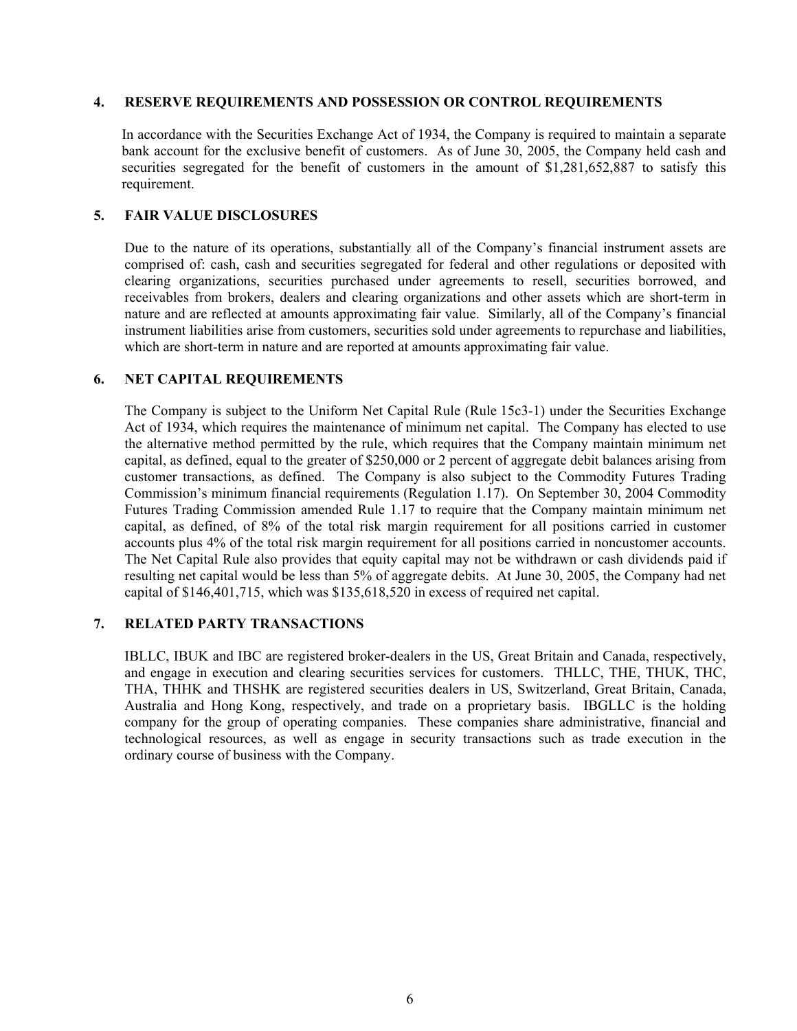## 4. RESERVE REQUIREMENTS AND POSSESSION OR CONTROL REQUIREMENTS

In accordance with the Securities Exchange Act of 1934, the Company is required to maintain a separate bank account for the exclusive benefit of customers. As of June 30, 2005, the Company held cash and securities segregated for the benefit of customers in the amount of $1,281,652,887 to satisfy this requirement.

## 5. FAIR VALUE DISCLOSURES

Due to the nature of its operations, substantially all of the Company's financial instrument assets are comprised of: cash, cash and securities segregated for federal and other regulations or deposited with clearing organizations, securities purchased under agreements to resell, securities borrowed, and receivables from brokers, dealers and clearing organizations and other assets which are short-term in nature and are reflected at amounts approximating fair value. Similarly, all of the Company's financial instrument liabilities arise from customers, securities sold under agreements to repurchase and liabilities, which are short-term in nature and are reported at amounts approximating fair value.

## 6. NET CAPITAL REQUIREMENTS

The Company is subject to the Uniform Net Capital Rule (Rule 15c3-1) under the Securities Exchange Act of 1934, which requires the maintenance of minimum net capital. The Company has elected to use the alternative method permitted by the rule, which requires that the Company maintain minimum net capital, as defined, equal to the greater of $250,000 or 2 percent of aggregate debit balances arising from customer transactions, as defined. The Company is also subject to the Commodity Futures Trading Commission's minimum financial requirements (Regulation 1.17). On September 30, 2004 Commodity Futures Trading Commission amended Rule 1.17 to require that the Company maintain minimum net capital, as defined, of 8% of the total risk margin requirement for all positions carried in customer accounts plus 4% of the total risk margin requirement for all positions carried in noncustomer accounts. The Net Capital Rule also provides that equity capital may not be withdrawn or cash dividends paid if resulting net capital would be less than 5% of aggregate debits. At June 30, 2005, the Company had net capital of $146,401,715, which was $135,618,520 in excess of required net capital.

## 7. RELATED PARTY TRANSACTIONS

IBLLC, IBUK and IBC are registered broker-dealers in the US, Great Britain and Canada, respectively, and engage in execution and clearing securities services for customers. THLLC, THE, THUK, THC, THA, THHK and THSHK are registered securities dealers in US, Switzerland, Great Britain, Canada, Australia and Hong Kong, respectively, and trade on a proprietary basis. IBGLLC is the holding company for the group of operating companies. These companies share administrative, financial and technological resources, as well as engage in security transactions such as trade execution in the ordinary course of business with the Company.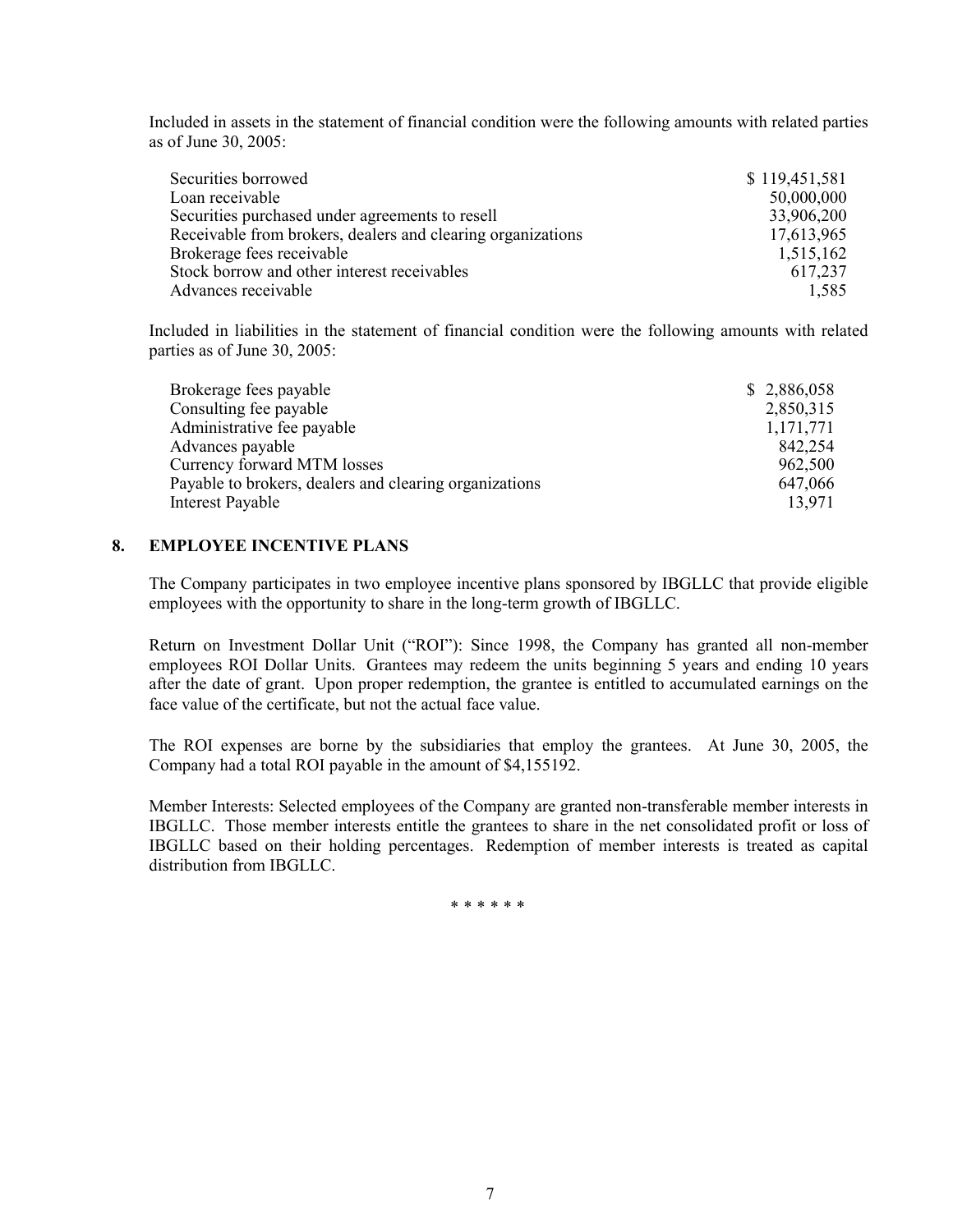Included in assets in the statement of financial condition were the following amounts with related parties as of June 30, 2005:

| | |
|---|---|
| Securities borrowed | $ 119,451,581 |
| Loan receivable | 50,000,000 |
| Securities purchased under agreements to resell | 33,906,200 |
| Receivable from brokers, dealers and clearing organizations | 17,613,965 |
| Brokerage fees receivable | 1,515,162 |
| Stock borrow and other interest receivables | 617,237 |
| Advances receivable | 1,585 |

Included in liabilities in the statement of financial condition were the following amounts with related parties as of June 30, 2005:

| | |
|---|---|
| Brokerage fees payable | $ 2,886,058 |
| Consulting fee payable | 2,850,315 |
| Administrative fee payable | 1,171,771 |
| Advances payable | 842,254 |
| Currency forward MTM losses | 962,500 |
| Payable to brokers, dealers and clearing organizations | 647,066 |
| Interest Payable | 13,971 |

## 8. EMPLOYEE INCENTIVE PLANS

The Company participates in two employee incentive plans sponsored by IBGLLC that provide eligible employees with the opportunity to share in the long-term growth of IBGLLC.

Return on Investment Dollar Unit ("ROI"): Since 1998, the Company has granted all non-member employees ROI Dollar Units. Grantees may redeem the units beginning 5 years and ending 10 years after the date of grant. Upon proper redemption, the grantee is entitled to accumulated earnings on the face value of the certificate, but not the actual face value.

The ROI expenses are borne by the subsidiaries that employ the grantees. At June 30, 2005, the Company had a total ROI payable in the amount of $4,155192.

Member Interests: Selected employees of the Company are granted non-transferable member interests in IBGLLC. Those member interests entitle the grantees to share in the net consolidated profit or loss of IBGLLC based on their holding percentages. Redemption of member interests is treated as capital distribution from IBGLLC.

\* \* \* \* \* \*